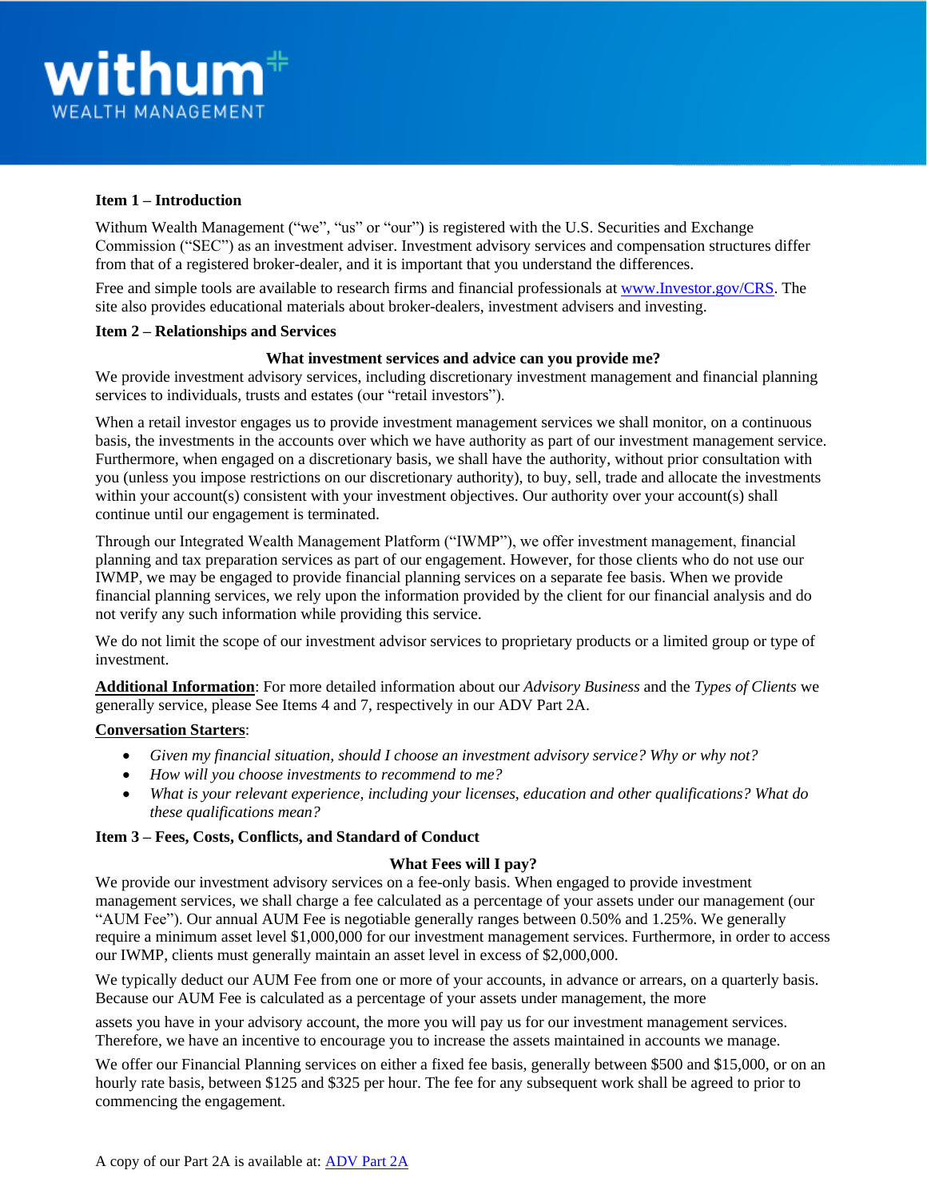**withum** WEALTH MANAGEMENT

## Item 1 – Introduction

Withum Wealth Management ("we", "us" or "our") is registered with the U.S. Securities and Exchange Commission ("SEC") as an investment adviser. Investment advisory services and compensation structures differ from that of a registered broker-dealer, and it is important that you understand the differences.

Free and simple tools are available to research firms and financial professionals at www.Investor.gov/CRS. The site also provides educational materials about broker-dealers, investment advisers and investing.

## Item 2 – Relationships and Services

### What investment services and advice can you provide me?

We provide investment advisory services, including discretionary investment management and financial planning services to individuals, trusts and estates (our "retail investors").

When a retail investor engages us to provide investment management services we shall monitor, on a continuous basis, the investments in the accounts over which we have authority as part of our investment management service. Furthermore, when engaged on a discretionary basis, we shall have the authority, without prior consultation with you (unless you impose restrictions on our discretionary authority), to buy, sell, trade and allocate the investments within your account(s) consistent with your investment objectives. Our authority over your account(s) shall continue until our engagement is terminated.

Through our Integrated Wealth Management Platform ("IWMP"), we offer investment management, financial planning and tax preparation services as part of our engagement. However, for those clients who do not use our IWMP, we may be engaged to provide financial planning services on a separate fee basis. When we provide financial planning services, we rely upon the information provided by the client for our financial analysis and do not verify any such information while providing this service.

We do not limit the scope of our investment advisor services to proprietary products or a limited group or type of investment.

**Additional Information**: For more detailed information about our *Advisory Business* and the *Types of Clients* we generally service, please See Items 4 and 7, respectively in our ADV Part 2A.

**Conversation Starters**:

- *Given my financial situation, should I choose an investment advisory service? Why or why not?*
- *How will you choose investments to recommend to me?*
- *What is your relevant experience, including your licenses, education and other qualifications? What do these qualifications mean?*

## Item 3 – Fees, Costs, Conflicts, and Standard of Conduct

### What Fees will I pay?

We provide our investment advisory services on a fee-only basis. When engaged to provide investment management services, we shall charge a fee calculated as a percentage of your assets under our management (our "AUM Fee"). Our annual AUM Fee is negotiable generally ranges between 0.50% and 1.25%. We generally require a minimum asset level $1,000,000 for our investment management services. Furthermore, in order to access our IWMP, clients must generally maintain an asset level in excess of $2,000,000.

We typically deduct our AUM Fee from one or more of your accounts, in advance or arrears, on a quarterly basis. Because our AUM Fee is calculated as a percentage of your assets under management, the more assets you have in your advisory account, the more you will pay us for our investment management services. Therefore, we have an incentive to encourage you to increase the assets maintained in accounts we manage.

We offer our Financial Planning services on either a fixed fee basis, generally between $500 and $15,000, or on an hourly rate basis, between $125 and $325 per hour. The fee for any subsequent work shall be agreed to prior to commencing the engagement.

A copy of our Part 2A is available at: ADV Part 2A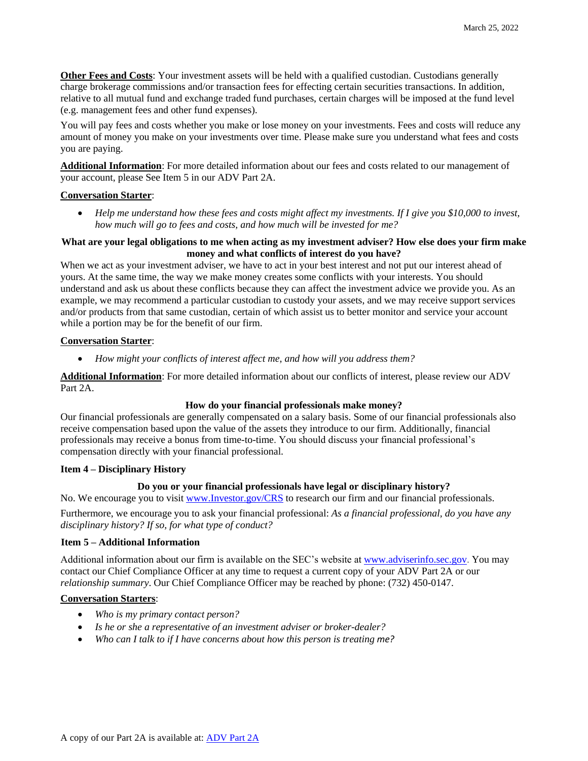March 25, 2022

**Other Fees and Costs**: Your investment assets will be held with a qualified custodian. Custodians generally charge brokerage commissions and/or transaction fees for effecting certain securities transactions. In addition, relative to all mutual fund and exchange traded fund purchases, certain charges will be imposed at the fund level (e.g. management fees and other fund expenses).

You will pay fees and costs whether you make or lose money on your investments. Fees and costs will reduce any amount of money you make on your investments over time. Please make sure you understand what fees and costs you are paying.

**Additional Information**: For more detailed information about our fees and costs related to our management of your account, please See Item 5 in our ADV Part 2A.

**Conversation Starter**:

- *Help me understand how these fees and costs might affect my investments. If I give you $10,000 to invest, how much will go to fees and costs, and how much will be invested for me?*

**What are your legal obligations to me when acting as my investment adviser? How else does your firm make money and what conflicts of interest do you have?**

When we act as your investment adviser, we have to act in your best interest and not put our interest ahead of yours. At the same time, the way we make money creates some conflicts with your interests. You should understand and ask us about these conflicts because they can affect the investment advice we provide you. As an example, we may recommend a particular custodian to custody your assets, and we may receive support services and/or products from that same custodian, certain of which assist us to better monitor and service your account while a portion may be for the benefit of our firm.

**Conversation Starter**:

- *How might your conflicts of interest affect me, and how will you address them?*

**Additional Information**: For more detailed information about our conflicts of interest, please review our ADV Part 2A.

**How do your financial professionals make money?**

Our financial professionals are generally compensated on a salary basis. Some of our financial professionals also receive compensation based upon the value of the assets they introduce to our firm. Additionally, financial professionals may receive a bonus from time-to-time. You should discuss your financial professional's compensation directly with your financial professional.

## Item 4 – Disciplinary History

**Do you or your financial professionals have legal or disciplinary history?**

No. We encourage you to visit www.Investor.gov/CRS to research our firm and our financial professionals.

Furthermore, we encourage you to ask your financial professional: *As a financial professional, do you have any disciplinary history? If so, for what type of conduct?*

## Item 5 – Additional Information

Additional information about our firm is available on the SEC's website at www.adviserinfo.sec.gov. You may contact our Chief Compliance Officer at any time to request a current copy of your ADV Part 2A or our *relationship summary*. Our Chief Compliance Officer may be reached by phone: (732) 450-0147.

**Conversation Starters**:

- *Who is my primary contact person?*
- *Is he or she a representative of an investment adviser or broker-dealer?*
- *Who can I talk to if I have concerns about how this person is treating me?*

A copy of our Part 2A is available at: ADV Part 2A